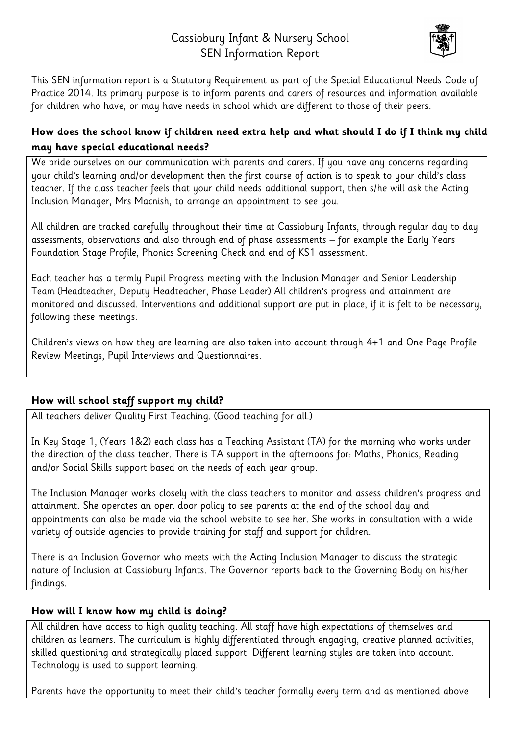# Cassiobury Infant & Nursery School
## SEN Information Report

This SEN information report is a Statutory Requirement as part of the Special Educational Needs Code of Practice 2014. Its primary purpose is to inform parents and carers of resources and information available for children who have, or may have needs in school which are different to those of their peers.

### How does the school know if children need extra help and what should I do if I think my child may have special educational needs?

We pride ourselves on our communication with parents and carers. If you have any concerns regarding your child's learning and/or development then the first course of action is to speak to your child's class teacher. If the class teacher feels that your child needs additional support, then s/he will ask the Acting Inclusion Manager, Mrs Macnish, to arrange an appointment to see you.

All children are tracked carefully throughout their time at Cassiobury Infants, through regular day to day assessments, observations and also through end of phase assessments – for example the Early Years Foundation Stage Profile, Phonics Screening Check and end of KS1 assessment.

Each teacher has a termly Pupil Progress meeting with the Inclusion Manager and Senior Leadership Team (Headteacher, Deputy Headteacher, Phase Leader) All children's progress and attainment are monitored and discussed. Interventions and additional support are put in place, if it is felt to be necessary, following these meetings.

Children's views on how they are learning are also taken into account through 4+1 and One Page Profile Review Meetings, Pupil Interviews and Questionnaires.

### How will school staff support my child?

All teachers deliver Quality First Teaching. (Good teaching for all.)

In Key Stage 1, (Years 1&2) each class has a Teaching Assistant (TA) for the morning who works under the direction of the class teacher. There is TA support in the afternoons for: Maths, Phonics, Reading and/or Social Skills support based on the needs of each year group.

The Inclusion Manager works closely with the class teachers to monitor and assess children's progress and attainment. She operates an open door policy to see parents at the end of the school day and appointments can also be made via the school website to see her. She works in consultation with a wide variety of outside agencies to provide training for staff and support for children.

There is an Inclusion Governor who meets with the Acting Inclusion Manager to discuss the strategic nature of Inclusion at Cassiobury Infants. The Governor reports back to the Governing Body on his/her findings.

### How will I know how my child is doing?

All children have access to high quality teaching. All staff have high expectations of themselves and children as learners. The curriculum is highly differentiated through engaging, creative planned activities, skilled questioning and strategically placed support. Different learning styles are taken into account. Technology is used to support learning.

Parents have the opportunity to meet their child's teacher formally every term and as mentioned above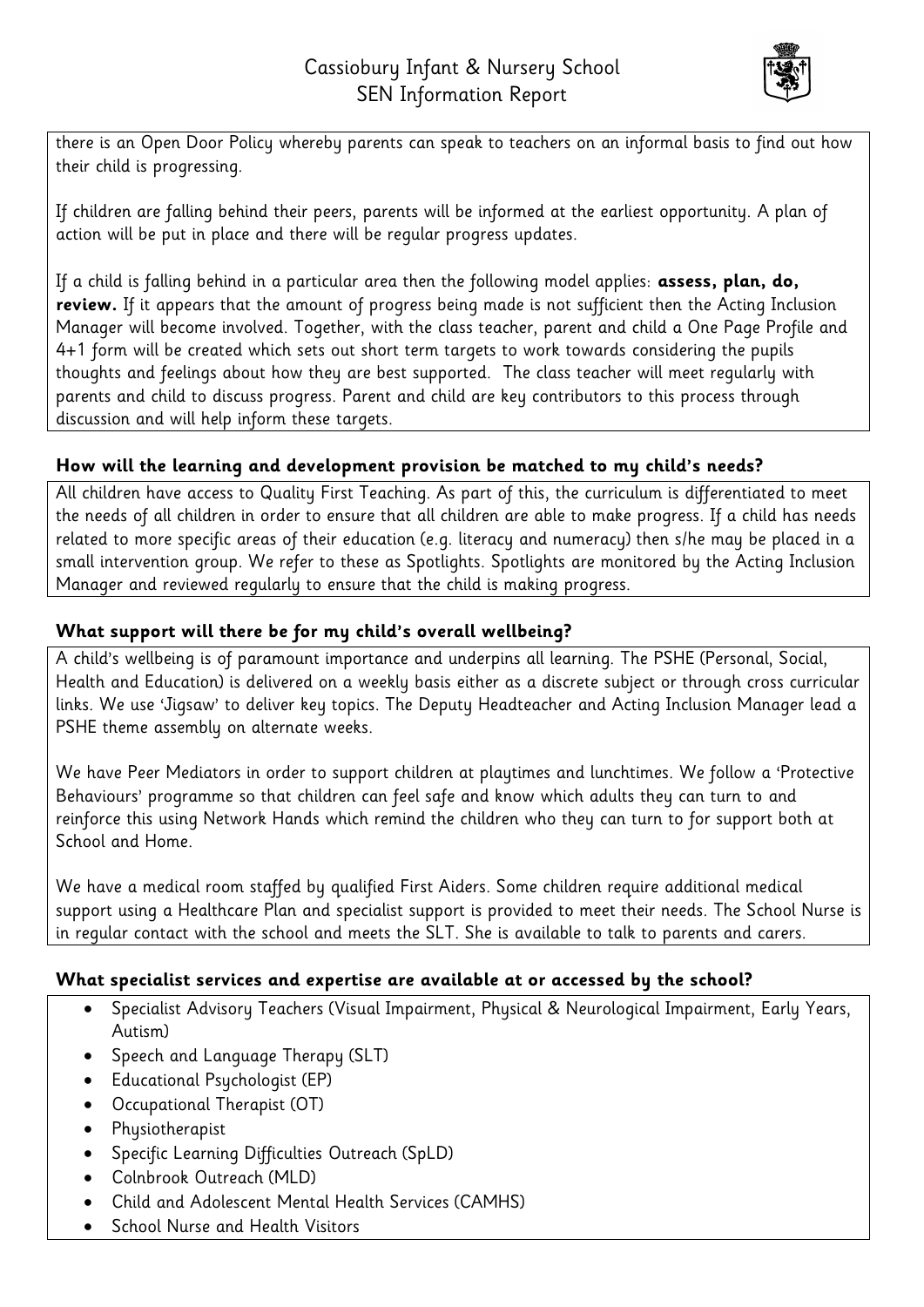there is an Open Door Policy whereby parents can speak to teachers on an informal basis to find out how their child is progressing.

If children are falling behind their peers, parents will be informed at the earliest opportunity. A plan of action will be put in place and there will be regular progress updates.

If a child is falling behind in a particular area then the following model applies: **assess, plan, do, review.** If it appears that the amount of progress being made is not sufficient then the Acting Inclusion Manager will become involved. Together, with the class teacher, parent and child a One Page Profile and 4+1 form will be created which sets out short term targets to work towards considering the pupils thoughts and feelings about how they are best supported. The class teacher will meet regularly with parents and child to discuss progress. Parent and child are key contributors to this process through discussion and will help inform these targets.

### How will the learning and development provision be matched to my child's needs?

All children have access to Quality First Teaching. As part of this, the curriculum is differentiated to meet the needs of all children in order to ensure that all children are able to make progress. If a child has needs related to more specific areas of their education (e.g. literacy and numeracy) then s/he may be placed in a small intervention group. We refer to these as Spotlights. Spotlights are monitored by the Acting Inclusion Manager and reviewed regularly to ensure that the child is making progress.

### What support will there be for my child's overall wellbeing?

A child's wellbeing is of paramount importance and underpins all learning. The PSHE (Personal, Social, Health and Education) is delivered on a weekly basis either as a discrete subject or through cross curricular links. We use 'Jigsaw' to deliver key topics. The Deputy Headteacher and Acting Inclusion Manager lead a PSHE theme assembly on alternate weeks.

We have Peer Mediators in order to support children at playtimes and lunchtimes. We follow a 'Protective Behaviours' programme so that children can feel safe and know which adults they can turn to and reinforce this using Network Hands which remind the children who they can turn to for support both at School and Home.

We have a medical room staffed by qualified First Aiders. Some children require additional medical support using a Healthcare Plan and specialist support is provided to meet their needs. The School Nurse is in regular contact with the school and meets the SLT. She is available to talk to parents and carers.

### What specialist services and expertise are available at or accessed by the school?

- Specialist Advisory Teachers (Visual Impairment, Physical & Neurological Impairment, Early Years, Autism)
- Speech and Language Therapy (SLT)
- Educational Psychologist (EP)
- Occupational Therapist (OT)
- Physiotherapist
- Specific Learning Difficulties Outreach (SpLD)
- Colnbrook Outreach (MLD)
- Child and Adolescent Mental Health Services (CAMHS)
- School Nurse and Health Visitors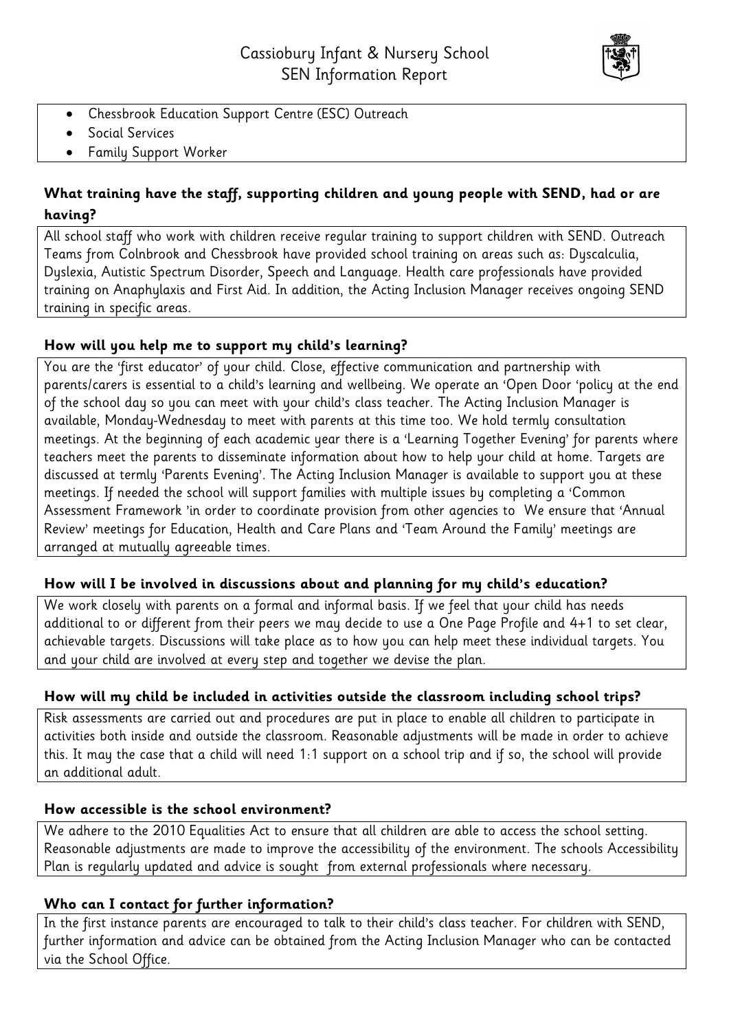- Chessbrook Education Support Centre (ESC) Outreach
- Social Services
- Family Support Worker

**What training have the staff, supporting children and young people with SEND, had or are having?**

All school staff who work with children receive regular training to support children with SEND. Outreach Teams from Colnbrook and Chessbrook have provided school training on areas such as: Dyscalculia, Dyslexia, Autistic Spectrum Disorder, Speech and Language. Health care professionals have provided training on Anaphylaxis and First Aid. In addition, the Acting Inclusion Manager receives ongoing SEND training in specific areas.

**How will you help me to support my child's learning?**

You are the 'first educator' of your child. Close, effective communication and partnership with parents/carers is essential to a child's learning and wellbeing. We operate an 'Open Door 'policy at the end of the school day so you can meet with your child's class teacher. The Acting Inclusion Manager is available, Monday-Wednesday to meet with parents at this time too. We hold termly consultation meetings. At the beginning of each academic year there is a 'Learning Together Evening' for parents where teachers meet the parents to disseminate information about how to help your child at home. Targets are discussed at termly 'Parents Evening'. The Acting Inclusion Manager is available to support you at these meetings. If needed the school will support families with multiple issues by completing a 'Common Assessment Framework 'in order to coordinate provision from other agencies to We ensure that 'Annual Review' meetings for Education, Health and Care Plans and 'Team Around the Family' meetings are arranged at mutually agreeable times.

**How will I be involved in discussions about and planning for my child's education?**

We work closely with parents on a formal and informal basis. If we feel that your child has needs additional to or different from their peers we may decide to use a One Page Profile and 4+1 to set clear, achievable targets. Discussions will take place as to how you can help meet these individual targets. You and your child are involved at every step and together we devise the plan.

**How will my child be included in activities outside the classroom including school trips?**

Risk assessments are carried out and procedures are put in place to enable all children to participate in activities both inside and outside the classroom. Reasonable adjustments will be made in order to achieve this. It may the case that a child will need 1:1 support on a school trip and if so, the school will provide an additional adult.

**How accessible is the school environment?**

We adhere to the 2010 Equalities Act to ensure that all children are able to access the school setting. Reasonable adjustments are made to improve the accessibility of the environment. The schools Accessibility Plan is regularly updated and advice is sought from external professionals where necessary.

**Who can I contact for further information?**

In the first instance parents are encouraged to talk to their child's class teacher. For children with SEND, further information and advice can be obtained from the Acting Inclusion Manager who can be contacted via the School Office.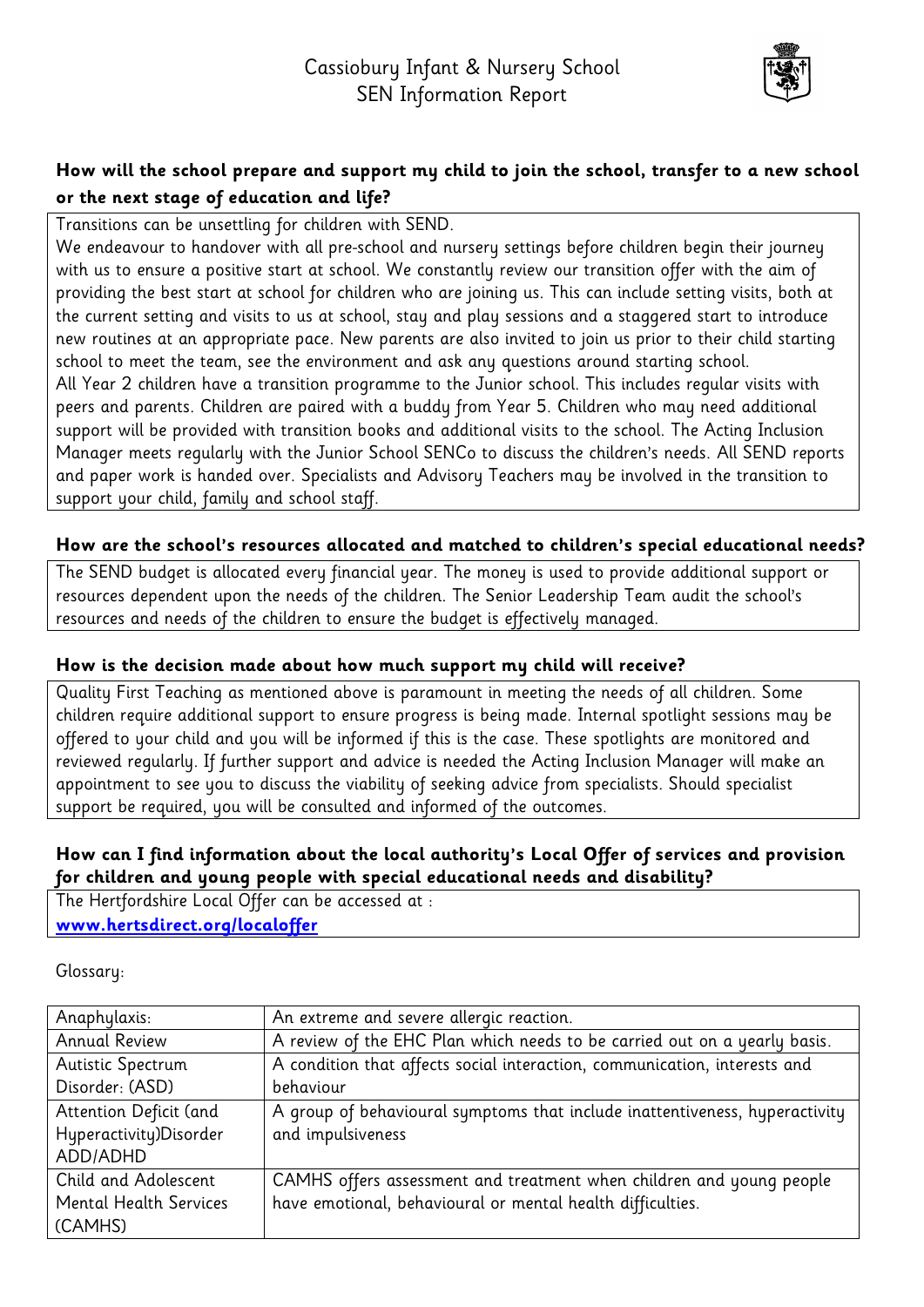Cassiobury Infant & Nursery School
SEN Information Report

**How will the school prepare and support my child to join the school, transfer to a new school or the next stage of education and life?**

Transitions can be unsettling for children with SEND.
We endeavour to handover with all pre-school and nursery settings before children begin their journey with us to ensure a positive start at school. We constantly review our transition offer with the aim of providing the best start at school for children who are joining us. This can include setting visits, both at the current setting and visits to us at school, stay and play sessions and a staggered start to introduce new routines at an appropriate pace. New parents are also invited to join us prior to their child starting school to meet the team, see the environment and ask any questions around starting school.
All Year 2 children have a transition programme to the Junior school. This includes regular visits with peers and parents. Children are paired with a buddy from Year 5. Children who may need additional support will be provided with transition books and additional visits to the school. The Acting Inclusion Manager meets regularly with the Junior School SENCo to discuss the children's needs. All SEND reports and paper work is handed over. Specialists and Advisory Teachers may be involved in the transition to support your child, family and school staff.

**How are the school's resources allocated and matched to children's special educational needs?**

The SEND budget is allocated every financial year. The money is used to provide additional support or resources dependent upon the needs of the children. The Senior Leadership Team audit the school's resources and needs of the children to ensure the budget is effectively managed.

**How is the decision made about how much support my child will receive?**

Quality First Teaching as mentioned above is paramount in meeting the needs of all children. Some children require additional support to ensure progress is being made. Internal spotlight sessions may be offered to your child and you will be informed if this is the case. These spotlights are monitored and reviewed regularly. If further support and advice is needed the Acting Inclusion Manager will make an appointment to see you to discuss the viability of seeking advice from specialists. Should specialist support be required, you will be consulted and informed of the outcomes.

**How can I find information about the local authority's Local Offer of services and provision for children and young people with special educational needs and disability?**

The Hertfordshire Local Offer can be accessed at :
**www.hertsdirect.org/localoffer**

Glossary:

| | |
|---|---|
| Anaphylaxis: | An extreme and severe allergic reaction. |
| Annual Review | A review of the EHC Plan which needs to be carried out on a yearly basis. |
| Autistic Spectrum Disorder: (ASD) | A condition that affects social interaction, communication, interests and behaviour |
| Attention Deficit (and Hyperactivity)Disorder ADD/ADHD | A group of behavioural symptoms that include inattentiveness, hyperactivity and impulsiveness |
| Child and Adolescent Mental Health Services (CAMHS) | CAMHS offers assessment and treatment when children and young people have emotional, behavioural or mental health difficulties. |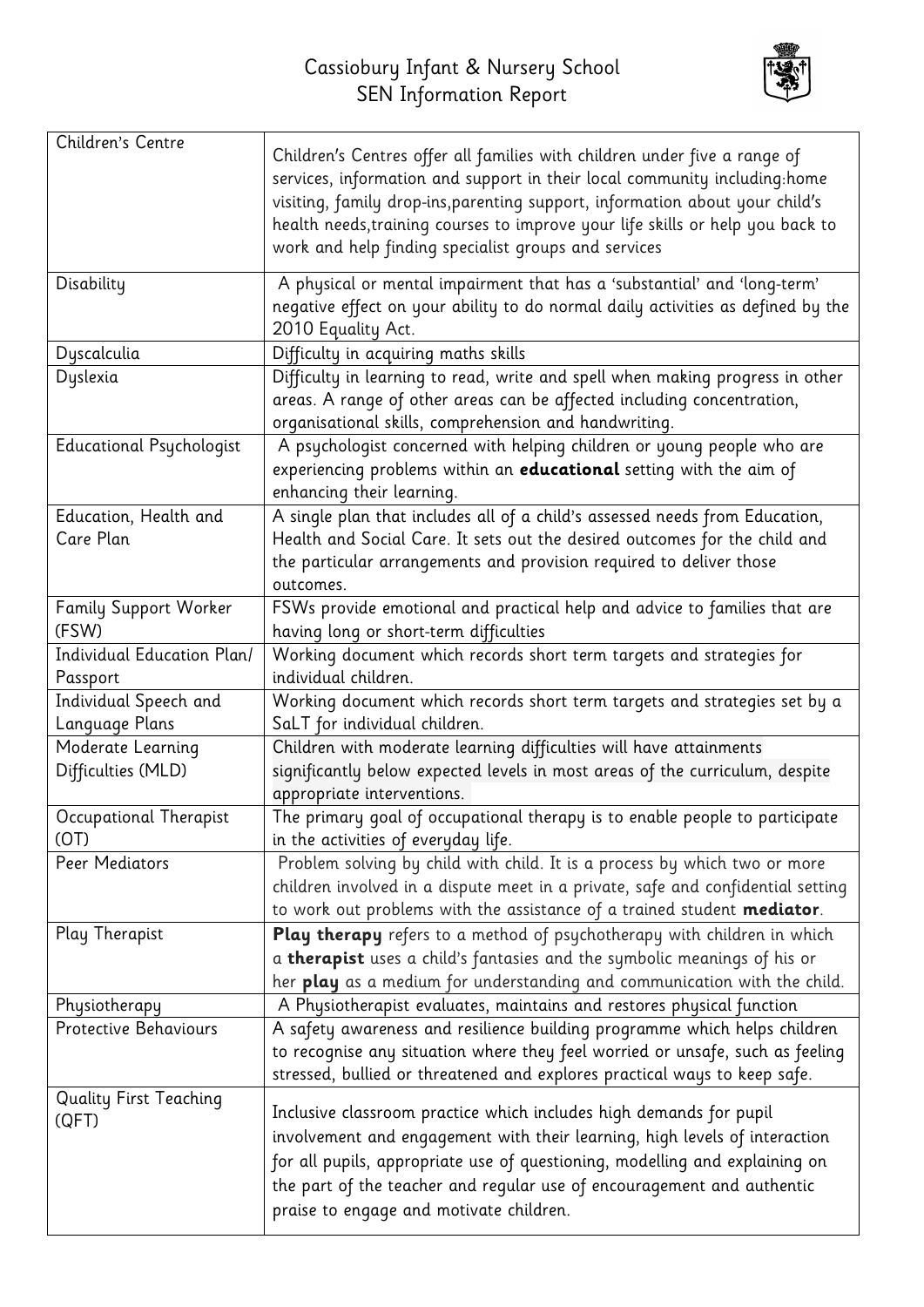| Children's Centre | Children's Centres offer all families with children under five a range of services, information and support in their local community including:home visiting, family drop-ins,parenting support, information about your child's health needs,training courses to improve your life skills or help you back to work and help finding specialist groups and services |
|---|---|
| Disability | A physical or mental impairment that has a 'substantial' and 'long-term' negative effect on your ability to do normal daily activities as defined by the 2010 Equality Act. |
| Dyscalculia | Difficulty in acquiring maths skills |
| Dyslexia | Difficulty in learning to read, write and spell when making progress in other areas. A range of other areas can be affected including concentration, organisational skills, comprehension and handwriting. |
| Educational Psychologist | A psychologist concerned with helping children or young people who are experiencing problems within an **educational** setting with the aim of enhancing their learning. |
| Education, Health and Care Plan | A single plan that includes all of a child's assessed needs from Education, Health and Social Care. It sets out the desired outcomes for the child and the particular arrangements and provision required to deliver those outcomes. |
| Family Support Worker (FSW) | FSWs provide emotional and practical help and advice to families that are having long or short-term difficulties |
| Individual Education Plan/ Passport | Working document which records short term targets and strategies for individual children. |
| Individual Speech and Language Plans | Working document which records short term targets and strategies set by a SaLT for individual children. |
| Moderate Learning Difficulties (MLD) | Children with moderate learning difficulties will have attainments significantly below expected levels in most areas of the curriculum, despite appropriate interventions. |
| Occupational Therapist (OT) | The primary goal of occupational therapy is to enable people to participate in the activities of everyday life. |
| Peer Mediators | Problem solving by child with child. It is a process by which two or more children involved in a dispute meet in a private, safe and confidential setting to work out problems with the assistance of a trained student **mediator**. |
| Play Therapist | **Play therapy** refers to a method of psychotherapy with children in which a **therapist** uses a child's fantasies and the symbolic meanings of his or her **play** as a medium for understanding and communication with the child. |
| Physiotherapy | A Physiotherapist evaluates, maintains and restores physical function |
| Protective Behaviours | A safety awareness and resilience building programme which helps children to recognise any situation where they feel worried or unsafe, such as feeling stressed, bullied or threatened and explores practical ways to keep safe. |
| Quality First Teaching (QFT) | Inclusive classroom practice which includes high demands for pupil involvement and engagement with their learning, high levels of interaction for all pupils, appropriate use of questioning, modelling and explaining on the part of the teacher and regular use of encouragement and authentic praise to engage and motivate children. |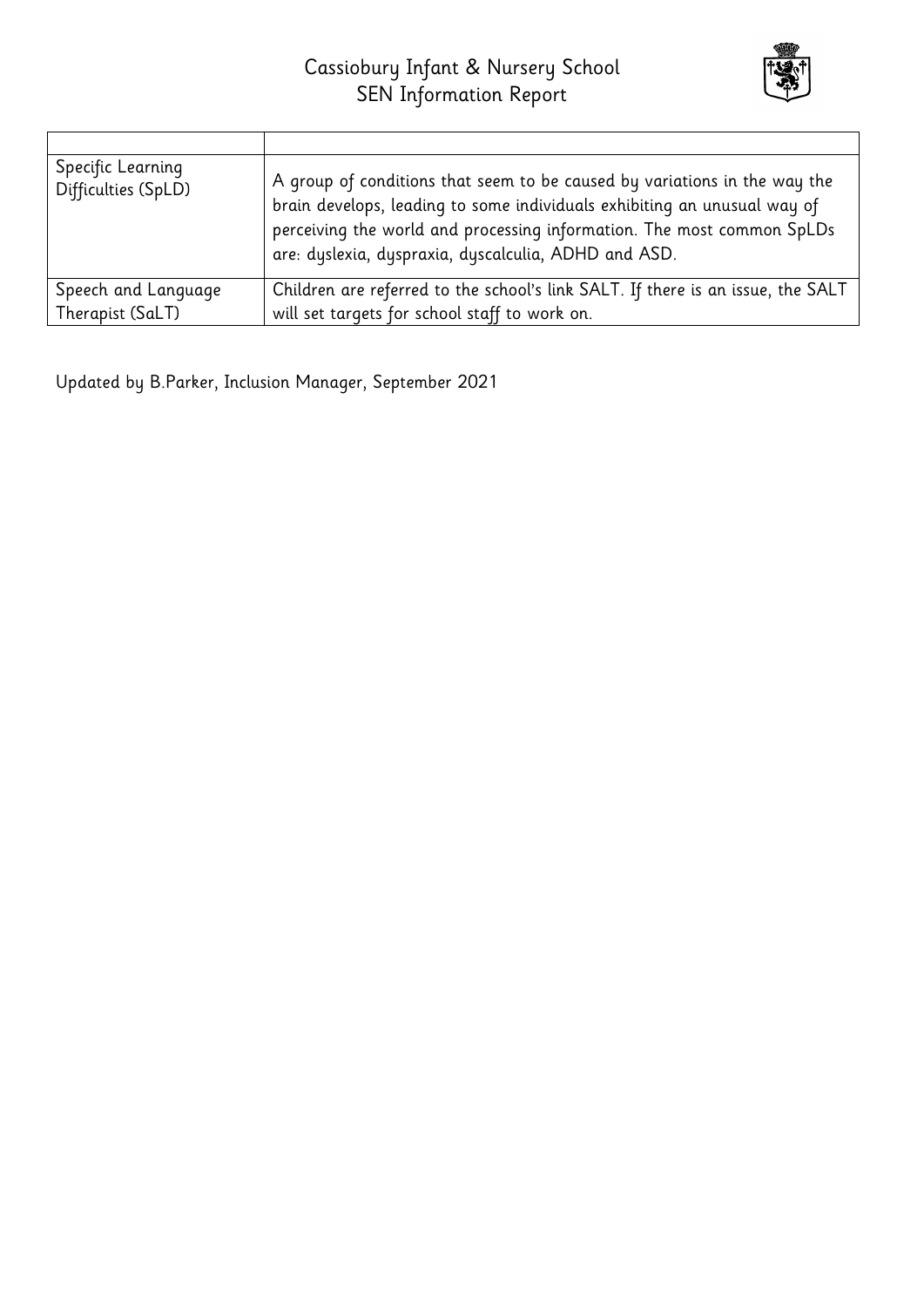| | |
|---|---|
| Specific Learning Difficulties (SpLD) | A group of conditions that seem to be caused by variations in the way the brain develops, leading to some individuals exhibiting an unusual way of perceiving the world and processing information. The most common SpLDs are: dyslexia, dyspraxia, dyscalculia, ADHD and ASD. |
| Speech and Language Therapist (SaLT) | Children are referred to the school's link SALT. If there is an issue, the SALT will set targets for school staff to work on. |

Updated by B.Parker, Inclusion Manager, September 2021